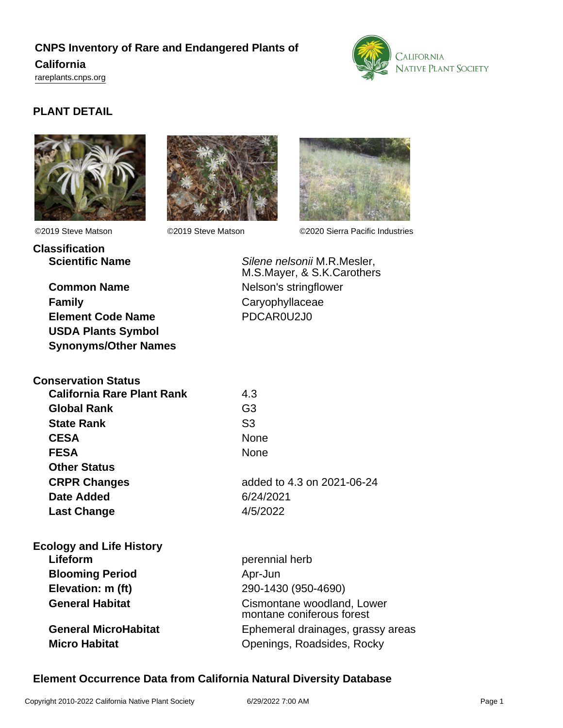**CNPS Inventory of Rare and Endangered Plants of California**

rareplants.cnps.org

## PLANT DETAIL

©2019 Steve Matson ©2019 Steve Matson ©2020 Sierra Pacific Industries

### Classification

| | |
|---|---|
| **Scientific Name** | *Silene nelsonii* M.R.Mesler, M.S.Mayer, & S.K.Carothers |
| **Common Name** | Nelson's stringflower |
| **Family** | Caryophyllaceae |
| **Element Code Name** | PDCAR0U2J0 |
| **USDA Plants Symbol** | |
| **Synonyms/Other Names** | |

### Conservation Status

| | |
|---|---|
| **California Rare Plant Rank** | 4.3 |
| **Global Rank** | G3 |
| **State Rank** | S3 |
| **CESA** | None |
| **FESA** | None |
| **Other Status** | |
| **CRPR Changes** | added to 4.3 on 2021-06-24 |
| **Date Added** | 6/24/2021 |
| **Last Change** | 4/5/2022 |

### Ecology and Life History

| | |
|---|---|
| **Lifeform** | perennial herb |
| **Blooming Period** | Apr-Jun |
| **Elevation: m (ft)** | 290-1430 (950-4690) |
| **General Habitat** | Cismontane woodland, Lower montane coniferous forest |
| **General MicroHabitat** | Ephemeral drainages, grassy areas |
| **Micro Habitat** | Openings, Roadsides, Rocky |

### Element Occurrence Data from California Natural Diversity Database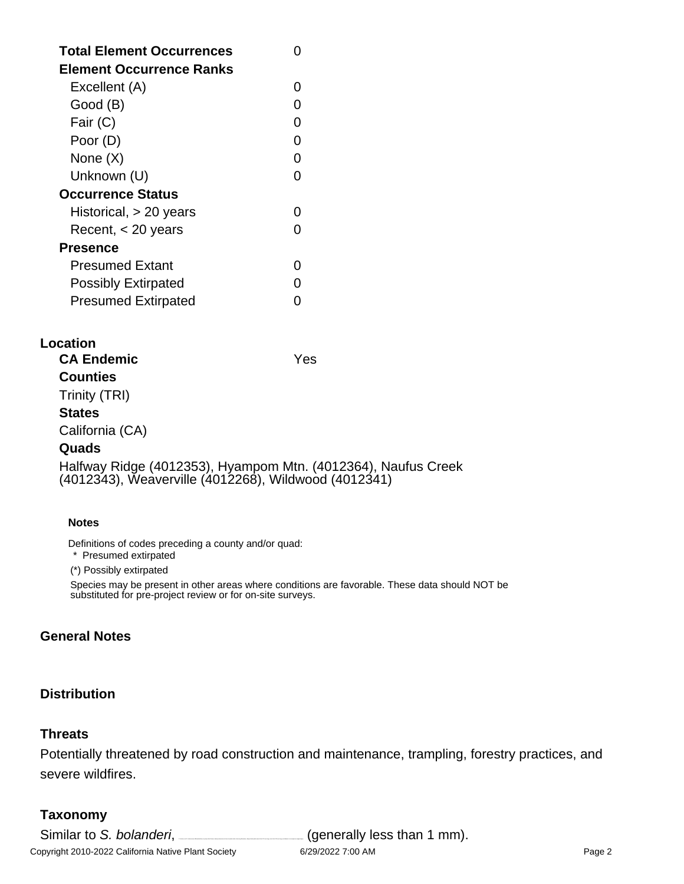| | |
|---|---|
| **Total Element Occurrences** | 0 |
| **Element Occurrence Ranks** | |
| Excellent (A) | 0 |
| Good (B) | 0 |
| Fair (C) | 0 |
| Poor (D) | 0 |
| None (X) | 0 |
| Unknown (U) | 0 |
| **Occurrence Status** | |
| Historical, > 20 years | 0 |
| Recent, < 20 years | 0 |
| **Presence** | |
| Presumed Extant | 0 |
| Possibly Extirpated | 0 |
| Presumed Extirpated | 0 |

## Location

**CA Endemic** Yes

**Counties**

Trinity (TRI)

**States**

California (CA)

**Quads**

Halfway Ridge (4012353), Hyampom Mtn. (4012364), Naufus Creek (4012343), Weaverville (4012268), Wildwood (4012341)

**Notes**

Definitions of codes preceding a county and/or quad:

\* Presumed extirpated

(\*) Possibly extirpated

Species may be present in other areas where conditions are favorable. These data should NOT be substituted for pre-project review or for on-site surveys.

## General Notes

## Distribution

## Threats

Potentially threatened by road construction and maintenance, trampling, forestry practices, and severe wildfires.

## Taxonomy

Similar to *S. bolanderi*, (generally less than 1 mm).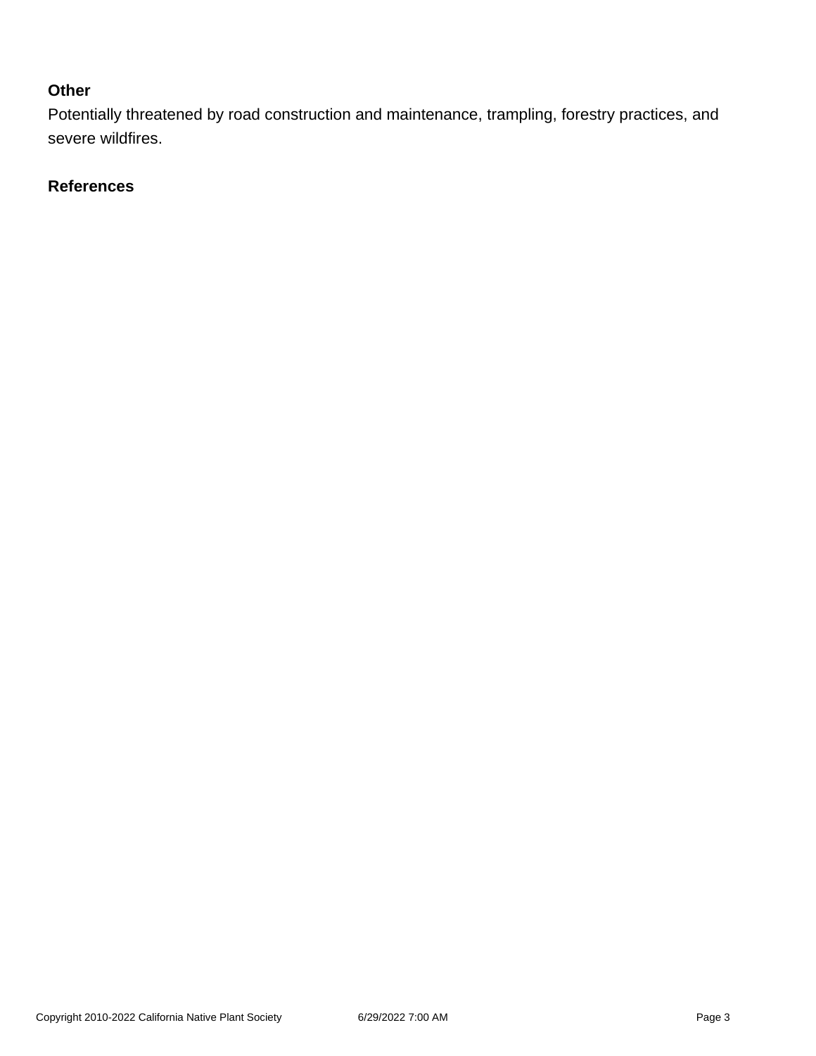### Other

Potentially threatened by road construction and maintenance, trampling, forestry practices, and severe wildfires.

### References